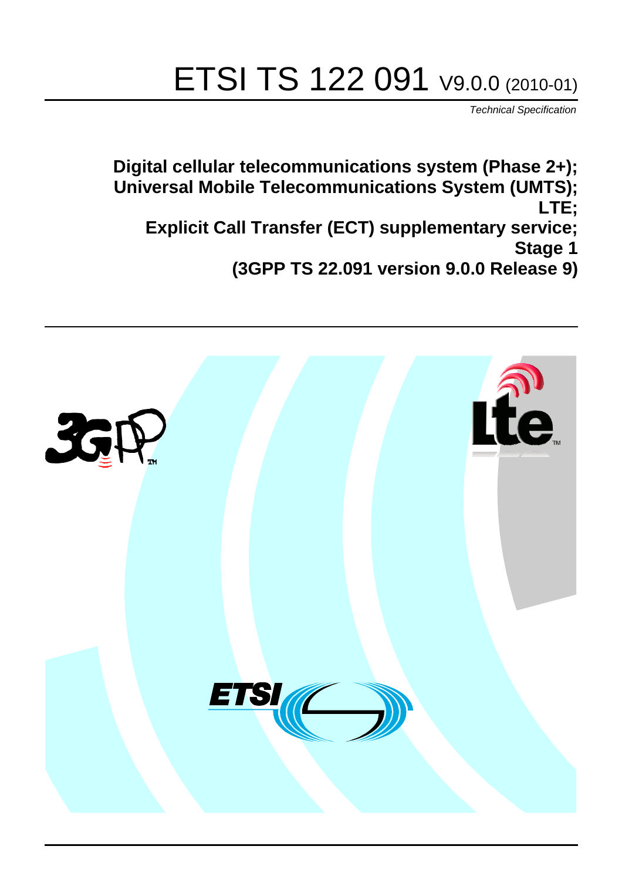# ETSI TS 122 091 V9.0.0 (2010-01)

*Technical Specification*

**Digital cellular telecommunications system (Phase 2+);**
**Universal Mobile Telecommunications System (UMTS);**
**LTE;**
**Explicit Call Transfer (ECT) supplementary service;**
**Stage 1**
**(3GPP TS 22.091 version 9.0.0 Release 9)**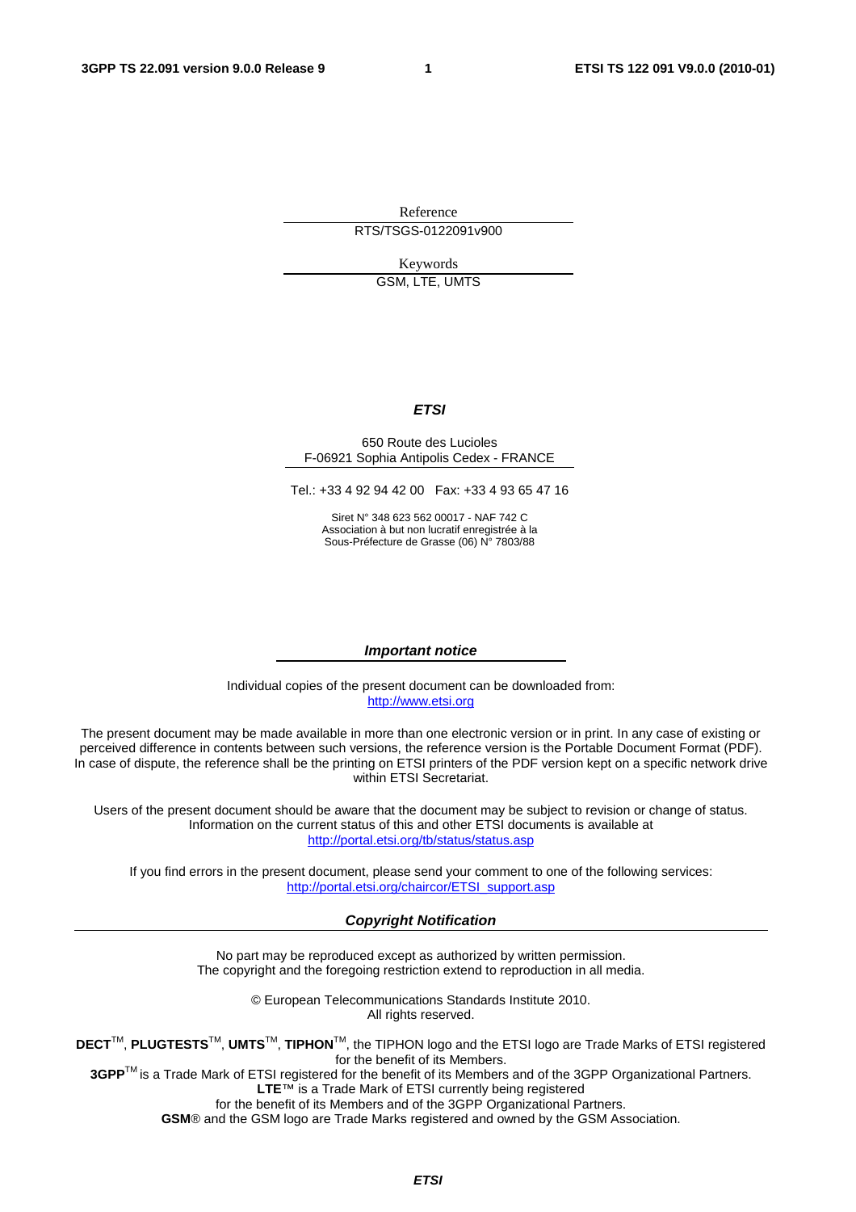Reference

RTS/TSGS-0122091v900

Keywords

GSM, LTE, UMTS

***ETSI***

650 Route des Lucioles
F-06921 Sophia Antipolis Cedex - FRANCE

Tel.: +33 4 92 94 42 00 Fax: +33 4 93 65 47 16

Siret N° 348 623 562 00017 - NAF 742 C
Association à but non lucratif enregistrée à la
Sous-Préfecture de Grasse (06) N° 7803/88

***Important notice***

Individual copies of the present document can be downloaded from:
http://www.etsi.org

The present document may be made available in more than one electronic version or in print. In any case of existing or perceived difference in contents between such versions, the reference version is the Portable Document Format (PDF). In case of dispute, the reference shall be the printing on ETSI printers of the PDF version kept on a specific network drive within ETSI Secretariat.

Users of the present document should be aware that the document may be subject to revision or change of status. Information on the current status of this and other ETSI documents is available at
http://portal.etsi.org/tb/status/status.asp

If you find errors in the present document, please send your comment to one of the following services:
http://portal.etsi.org/chaircor/ETSI_support.asp

***Copyright Notification***

No part may be reproduced except as authorized by written permission.
The copyright and the foregoing restriction extend to reproduction in all media.

© European Telecommunications Standards Institute 2010.
All rights reserved.

**DECT**™, **PLUGTESTS**™, **UMTS**™, **TIPHON**™, the TIPHON logo and the ETSI logo are Trade Marks of ETSI registered for the benefit of its Members.
**3GPP**™ is a Trade Mark of ETSI registered for the benefit of its Members and of the 3GPP Organizational Partners.
**LTE**™ is a Trade Mark of ETSI currently being registered
for the benefit of its Members and of the 3GPP Organizational Partners.
**GSM**® and the GSM logo are Trade Marks registered and owned by the GSM Association.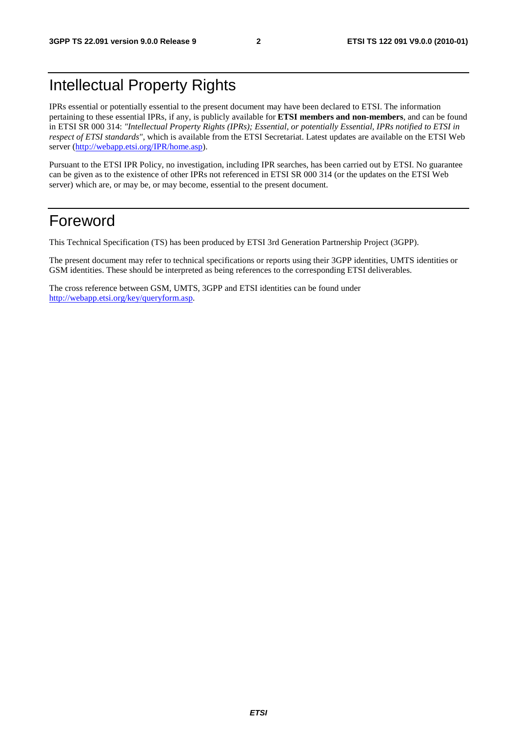# Intellectual Property Rights

IPRs essential or potentially essential to the present document may have been declared to ETSI. The information pertaining to these essential IPRs, if any, is publicly available for **ETSI members and non-members**, and can be found in ETSI SR 000 314: *"Intellectual Property Rights (IPRs); Essential, or potentially Essential, IPRs notified to ETSI in respect of ETSI standards"*, which is available from the ETSI Secretariat. Latest updates are available on the ETSI Web server (http://webapp.etsi.org/IPR/home.asp).

Pursuant to the ETSI IPR Policy, no investigation, including IPR searches, has been carried out by ETSI. No guarantee can be given as to the existence of other IPRs not referenced in ETSI SR 000 314 (or the updates on the ETSI Web server) which are, or may be, or may become, essential to the present document.

# Foreword

This Technical Specification (TS) has been produced by ETSI 3rd Generation Partnership Project (3GPP).

The present document may refer to technical specifications or reports using their 3GPP identities, UMTS identities or GSM identities. These should be interpreted as being references to the corresponding ETSI deliverables.

The cross reference between GSM, UMTS, 3GPP and ETSI identities can be found under http://webapp.etsi.org/key/queryform.asp.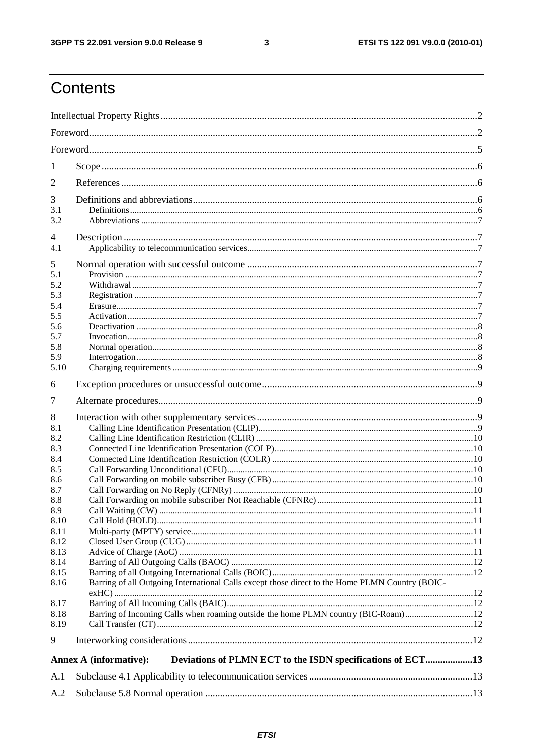# Contents

Intellectual Property Rights ..... 2

Foreword ..... 2

Foreword ..... 5

1 Scope ..... 6

2 References ..... 6

3 Definitions and abbreviations ..... 6
- 3.1 Definitions ..... 6
- 3.2 Abbreviations ..... 7

4 Description ..... 7
- 4.1 Applicability to telecommunication services ..... 7

5 Normal operation with successful outcome ..... 7
- 5.1 Provision ..... 7
- 5.2 Withdrawal ..... 7
- 5.3 Registration ..... 7
- 5.4 Erasure ..... 7
- 5.5 Activation ..... 7
- 5.6 Deactivation ..... 8
- 5.7 Invocation ..... 8
- 5.8 Normal operation ..... 8
- 5.9 Interrogation ..... 8
- 5.10 Charging requirements ..... 9

6 Exception procedures or unsuccessful outcome ..... 9

7 Alternate procedures ..... 9

8 Interaction with other supplementary services ..... 9
- 8.1 Calling Line Identification Presentation (CLIP) ..... 9
- 8.2 Calling Line Identification Restriction (CLIR) ..... 10
- 8.3 Connected Line Identification Presentation (COLP) ..... 10
- 8.4 Connected Line Identification Restriction (COLR) ..... 10
- 8.5 Call Forwarding Unconditional (CFU) ..... 10
- 8.6 Call Forwarding on mobile subscriber Busy (CFB) ..... 10
- 8.7 Call Forwarding on No Reply (CFNRy) ..... 10
- 8.8 Call Forwarding on mobile subscriber Not Reachable (CFNRc) ..... 11
- 8.9 Call Waiting (CW) ..... 11
- 8.10 Call Hold (HOLD) ..... 11
- 8.11 Multi-party (MPTY) service ..... 11
- 8.12 Closed User Group (CUG) ..... 11
- 8.13 Advice of Charge (AoC) ..... 11
- 8.14 Barring of All Outgoing Calls (BAOC) ..... 12
- 8.15 Barring of all Outgoing International Calls (BOIC) ..... 12
- 8.16 Barring of all Outgoing International Calls except those direct to the Home PLMN Country (BOIC-exHC) ..... 12
- 8.17 Barring of All Incoming Calls (BAIC) ..... 12
- 8.18 Barring of Incoming Calls when roaming outside the home PLMN country (BIC-Roam) ..... 12
- 8.19 Call Transfer (CT) ..... 12

9 Interworking considerations ..... 12

**Annex A (informative): Deviations of PLMN ECT to the ISDN specifications of ECT ..... 13**

A.1 Subclause 4.1 Applicability to telecommunication services ..... 13

A.2 Subclause 5.8 Normal operation ..... 13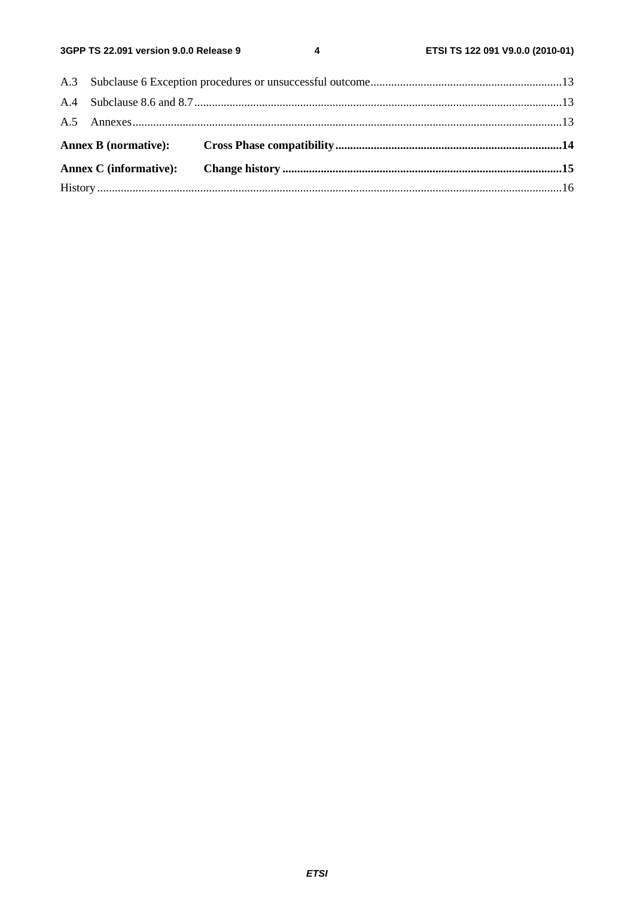A.3 Subclause 6 Exception procedures or unsuccessful outcome.....13

A.4 Subclause 8.6 and 8.7.....13

A.5 Annexes.....13

**Annex B (normative): Cross Phase compatibility.....14**

**Annex C (informative): Change history.....15**

History.....16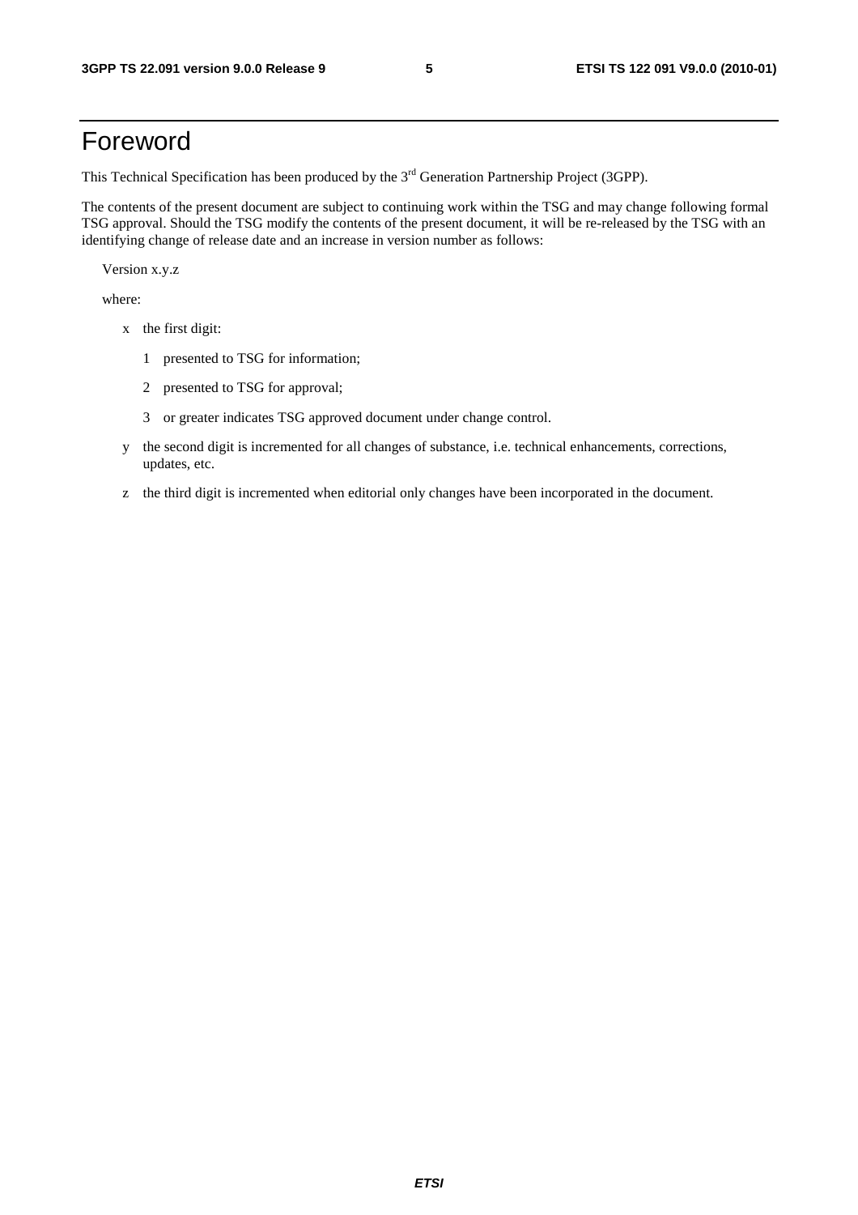# Foreword

This Technical Specification has been produced by the 3rd Generation Partnership Project (3GPP).

The contents of the present document are subject to continuing work within the TSG and may change following formal TSG approval. Should the TSG modify the contents of the present document, it will be re-released by the TSG with an identifying change of release date and an increase in version number as follows:

Version x.y.z

where:

- x the first digit:
  - 1 presented to TSG for information;
  - 2 presented to TSG for approval;
  - 3 or greater indicates TSG approved document under change control.
- y the second digit is incremented for all changes of substance, i.e. technical enhancements, corrections, updates, etc.
- z the third digit is incremented when editorial only changes have been incorporated in the document.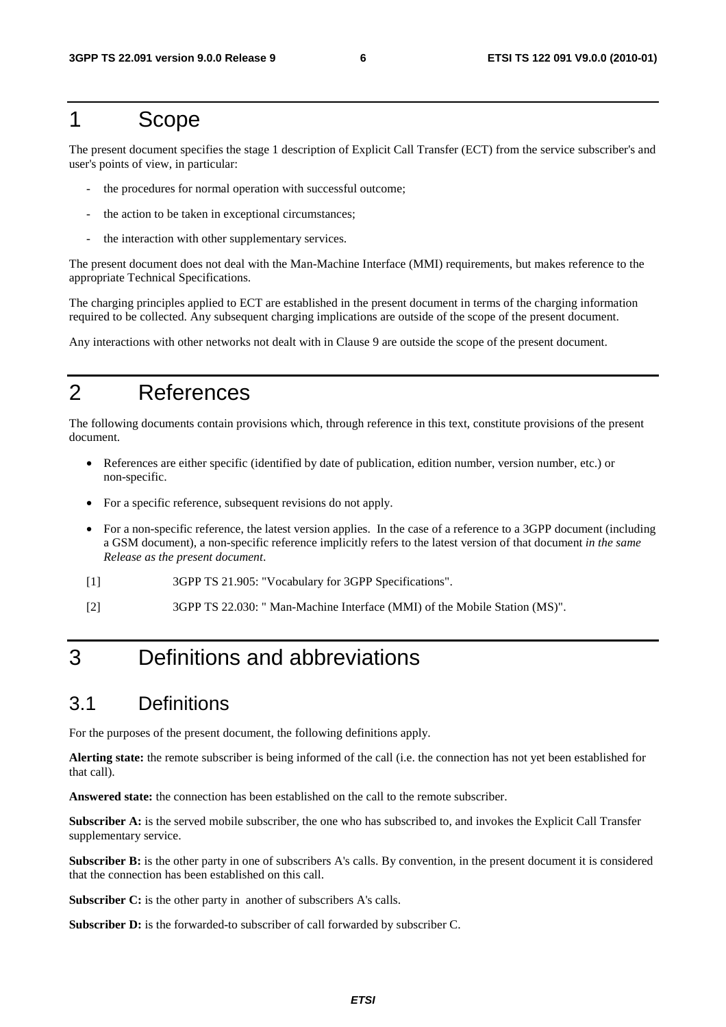# 1 Scope

The present document specifies the stage 1 description of Explicit Call Transfer (ECT) from the service subscriber's and user's points of view, in particular:

- the procedures for normal operation with successful outcome;
- the action to be taken in exceptional circumstances;
- the interaction with other supplementary services.

The present document does not deal with the Man-Machine Interface (MMI) requirements, but makes reference to the appropriate Technical Specifications.

The charging principles applied to ECT are established in the present document in terms of the charging information required to be collected. Any subsequent charging implications are outside of the scope of the present document.

Any interactions with other networks not dealt with in Clause 9 are outside the scope of the present document.

# 2 References

The following documents contain provisions which, through reference in this text, constitute provisions of the present document.

- References are either specific (identified by date of publication, edition number, version number, etc.) or non-specific.
- For a specific reference, subsequent revisions do not apply.
- For a non-specific reference, the latest version applies. In the case of a reference to a 3GPP document (including a GSM document), a non-specific reference implicitly refers to the latest version of that document *in the same Release as the present document*.

[1] 3GPP TS 21.905: "Vocabulary for 3GPP Specifications".

[2] 3GPP TS 22.030: " Man-Machine Interface (MMI) of the Mobile Station (MS)".

# 3 Definitions and abbreviations

## 3.1 Definitions

For the purposes of the present document, the following definitions apply.

**Alerting state:** the remote subscriber is being informed of the call (i.e. the connection has not yet been established for that call).

**Answered state:** the connection has been established on the call to the remote subscriber.

**Subscriber A:** is the served mobile subscriber, the one who has subscribed to, and invokes the Explicit Call Transfer supplementary service.

**Subscriber B:** is the other party in one of subscribers A's calls. By convention, in the present document it is considered that the connection has been established on this call.

**Subscriber C:** is the other party in another of subscribers A's calls.

**Subscriber D:** is the forwarded-to subscriber of call forwarded by subscriber C.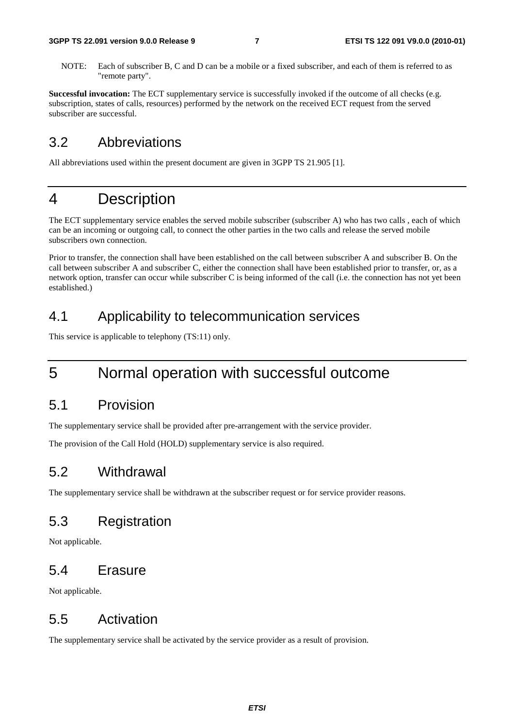NOTE: Each of subscriber B, C and D can be a mobile or a fixed subscriber, and each of them is referred to as "remote party".

**Successful invocation:** The ECT supplementary service is successfully invoked if the outcome of all checks (e.g. subscription, states of calls, resources) performed by the network on the received ECT request from the served subscriber are successful.

## 3.2 Abbreviations

All abbreviations used within the present document are given in 3GPP TS 21.905 [1].

# 4 Description

The ECT supplementary service enables the served mobile subscriber (subscriber A) who has two calls , each of which can be an incoming or outgoing call, to connect the other parties in the two calls and release the served mobile subscribers own connection.

Prior to transfer, the connection shall have been established on the call between subscriber A and subscriber B. On the call between subscriber A and subscriber C, either the connection shall have been established prior to transfer, or, as a network option, transfer can occur while subscriber C is being informed of the call (i.e. the connection has not yet been established.)

## 4.1 Applicability to telecommunication services

This service is applicable to telephony (TS:11) only.

# 5 Normal operation with successful outcome

## 5.1 Provision

The supplementary service shall be provided after pre-arrangement with the service provider.

The provision of the Call Hold (HOLD) supplementary service is also required.

## 5.2 Withdrawal

The supplementary service shall be withdrawn at the subscriber request or for service provider reasons.

## 5.3 Registration

Not applicable.

## 5.4 Erasure

Not applicable.

## 5.5 Activation

The supplementary service shall be activated by the service provider as a result of provision.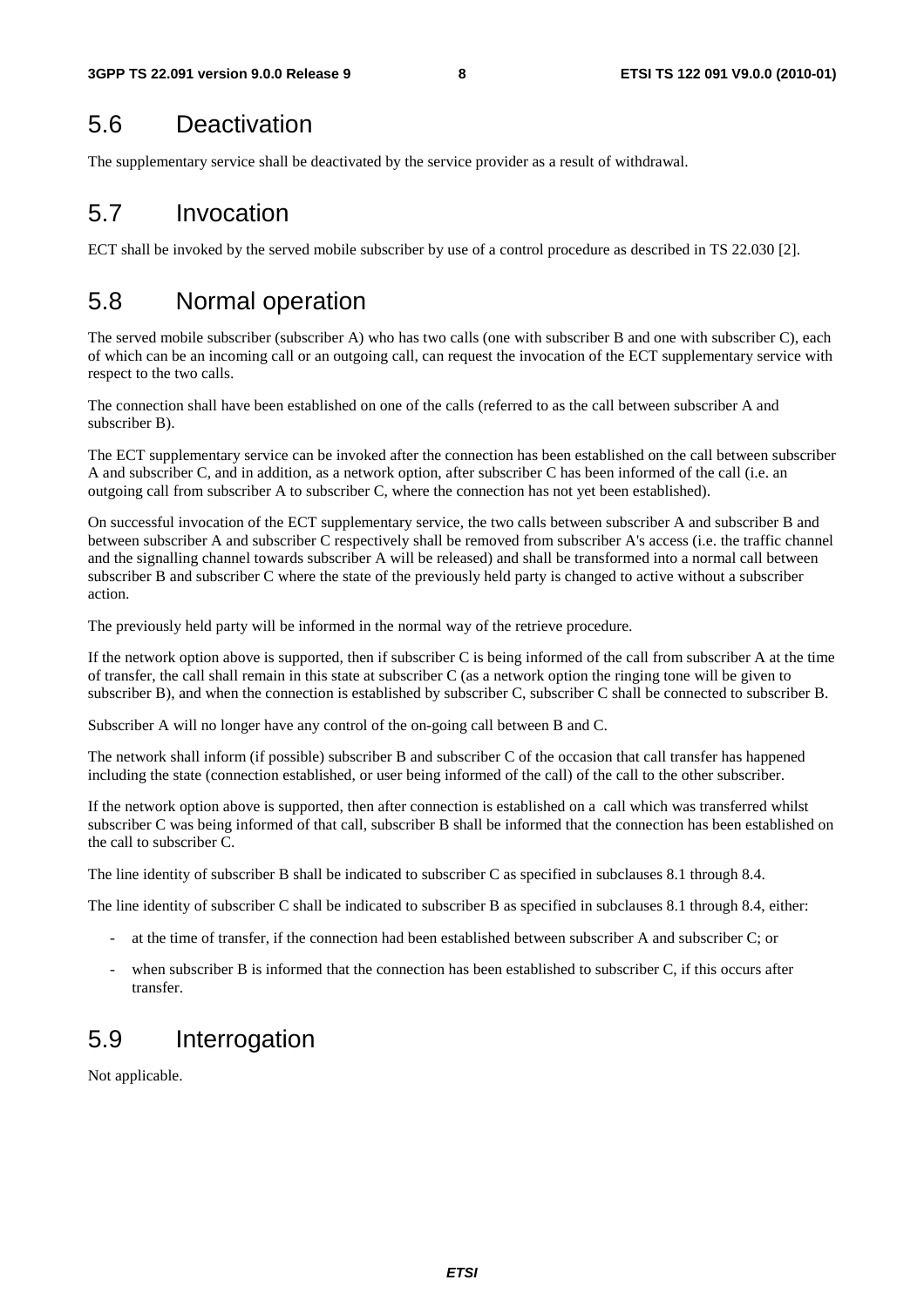## 5.6 Deactivation

The supplementary service shall be deactivated by the service provider as a result of withdrawal.

## 5.7 Invocation

ECT shall be invoked by the served mobile subscriber by use of a control procedure as described in TS 22.030 [2].

## 5.8 Normal operation

The served mobile subscriber (subscriber A) who has two calls (one with subscriber B and one with subscriber C), each of which can be an incoming call or an outgoing call, can request the invocation of the ECT supplementary service with respect to the two calls.

The connection shall have been established on one of the calls (referred to as the call between subscriber A and subscriber B).

The ECT supplementary service can be invoked after the connection has been established on the call between subscriber A and subscriber C, and in addition, as a network option, after subscriber C has been informed of the call (i.e. an outgoing call from subscriber A to subscriber C, where the connection has not yet been established).

On successful invocation of the ECT supplementary service, the two calls between subscriber A and subscriber B and between subscriber A and subscriber C respectively shall be removed from subscriber A's access (i.e. the traffic channel and the signalling channel towards subscriber A will be released) and shall be transformed into a normal call between subscriber B and subscriber C where the state of the previously held party is changed to active without a subscriber action.

The previously held party will be informed in the normal way of the retrieve procedure.

If the network option above is supported, then if subscriber C is being informed of the call from subscriber A at the time of transfer, the call shall remain in this state at subscriber C (as a network option the ringing tone will be given to subscriber B), and when the connection is established by subscriber C, subscriber C shall be connected to subscriber B.

Subscriber A will no longer have any control of the on-going call between B and C.

The network shall inform (if possible) subscriber B and subscriber C of the occasion that call transfer has happened including the state (connection established, or user being informed of the call) of the call to the other subscriber.

If the network option above is supported, then after connection is established on a call which was transferred whilst subscriber C was being informed of that call, subscriber B shall be informed that the connection has been established on the call to subscriber C.

The line identity of subscriber B shall be indicated to subscriber C as specified in subclauses 8.1 through 8.4.

The line identity of subscriber C shall be indicated to subscriber B as specified in subclauses 8.1 through 8.4, either:

- at the time of transfer, if the connection had been established between subscriber A and subscriber C; or
- when subscriber B is informed that the connection has been established to subscriber C, if this occurs after transfer.

## 5.9 Interrogation

Not applicable.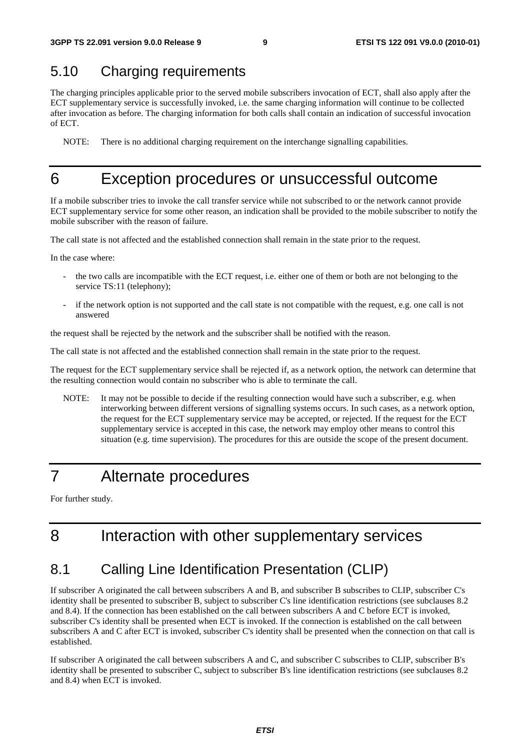## 5.10 Charging requirements

The charging principles applicable prior to the served mobile subscribers invocation of ECT, shall also apply after the ECT supplementary service is successfully invoked, i.e. the same charging information will continue to be collected after invocation as before. The charging information for both calls shall contain an indication of successful invocation of ECT.

NOTE: There is no additional charging requirement on the interchange signalling capabilities.

# 6 Exception procedures or unsuccessful outcome

If a mobile subscriber tries to invoke the call transfer service while not subscribed to or the network cannot provide ECT supplementary service for some other reason, an indication shall be provided to the mobile subscriber to notify the mobile subscriber with the reason of failure.

The call state is not affected and the established connection shall remain in the state prior to the request.

In the case where:

- the two calls are incompatible with the ECT request, i.e. either one of them or both are not belonging to the service TS:11 (telephony);
- if the network option is not supported and the call state is not compatible with the request, e.g. one call is not answered

the request shall be rejected by the network and the subscriber shall be notified with the reason.

The call state is not affected and the established connection shall remain in the state prior to the request.

The request for the ECT supplementary service shall be rejected if, as a network option, the network can determine that the resulting connection would contain no subscriber who is able to terminate the call.

NOTE: It may not be possible to decide if the resulting connection would have such a subscriber, e.g. when interworking between different versions of signalling systems occurs. In such cases, as a network option, the request for the ECT supplementary service may be accepted, or rejected. If the request for the ECT supplementary service is accepted in this case, the network may employ other means to control this situation (e.g. time supervision). The procedures for this are outside the scope of the present document.

# 7 Alternate procedures

For further study.

# 8 Interaction with other supplementary services

## 8.1 Calling Line Identification Presentation (CLIP)

If subscriber A originated the call between subscribers A and B, and subscriber B subscribes to CLIP, subscriber C's identity shall be presented to subscriber B, subject to subscriber C's line identification restrictions (see subclauses 8.2 and 8.4). If the connection has been established on the call between subscribers A and C before ECT is invoked, subscriber C's identity shall be presented when ECT is invoked. If the connection is established on the call between subscribers A and C after ECT is invoked, subscriber C's identity shall be presented when the connection on that call is established.

If subscriber A originated the call between subscribers A and C, and subscriber C subscribes to CLIP, subscriber B's identity shall be presented to subscriber C, subject to subscriber B's line identification restrictions (see subclauses 8.2 and 8.4) when ECT is invoked.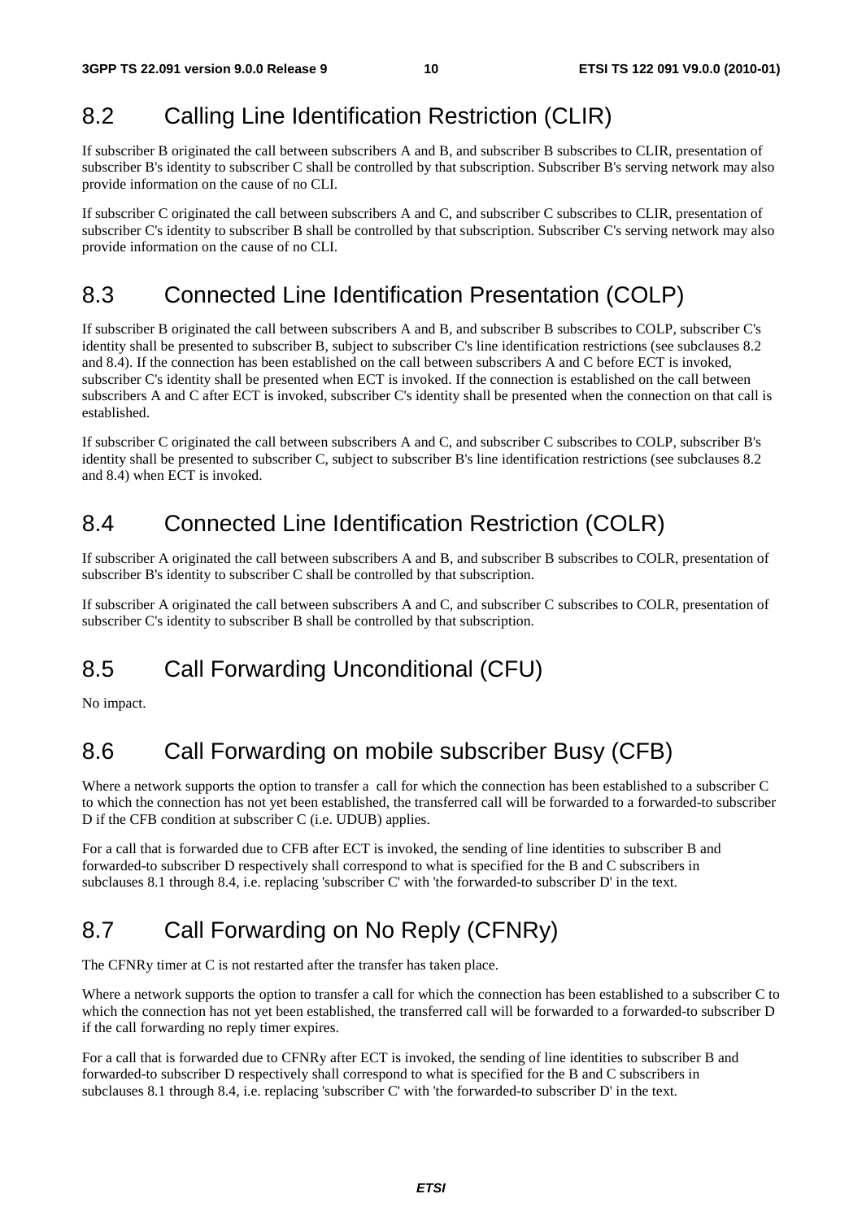## 8.2 Calling Line Identification Restriction (CLIR)

If subscriber B originated the call between subscribers A and B, and subscriber B subscribes to CLIR, presentation of subscriber B's identity to subscriber C shall be controlled by that subscription. Subscriber B's serving network may also provide information on the cause of no CLI.

If subscriber C originated the call between subscribers A and C, and subscriber C subscribes to CLIR, presentation of subscriber C's identity to subscriber B shall be controlled by that subscription. Subscriber C's serving network may also provide information on the cause of no CLI.

## 8.3 Connected Line Identification Presentation (COLP)

If subscriber B originated the call between subscribers A and B, and subscriber B subscribes to COLP, subscriber C's identity shall be presented to subscriber B, subject to subscriber C's line identification restrictions (see subclauses 8.2 and 8.4). If the connection has been established on the call between subscribers A and C before ECT is invoked, subscriber C's identity shall be presented when ECT is invoked. If the connection is established on the call between subscribers A and C after ECT is invoked, subscriber C's identity shall be presented when the connection on that call is established.

If subscriber C originated the call between subscribers A and C, and subscriber C subscribes to COLP, subscriber B's identity shall be presented to subscriber C, subject to subscriber B's line identification restrictions (see subclauses 8.2 and 8.4) when ECT is invoked.

## 8.4 Connected Line Identification Restriction (COLR)

If subscriber A originated the call between subscribers A and B, and subscriber B subscribes to COLR, presentation of subscriber B's identity to subscriber C shall be controlled by that subscription.

If subscriber A originated the call between subscribers A and C, and subscriber C subscribes to COLR, presentation of subscriber C's identity to subscriber B shall be controlled by that subscription.

## 8.5 Call Forwarding Unconditional (CFU)

No impact.

## 8.6 Call Forwarding on mobile subscriber Busy (CFB)

Where a network supports the option to transfer a call for which the connection has been established to a subscriber C to which the connection has not yet been established, the transferred call will be forwarded to a forwarded-to subscriber D if the CFB condition at subscriber C (i.e. UDUB) applies.

For a call that is forwarded due to CFB after ECT is invoked, the sending of line identities to subscriber B and forwarded-to subscriber D respectively shall correspond to what is specified for the B and C subscribers in subclauses 8.1 through 8.4, i.e. replacing 'subscriber C' with 'the forwarded-to subscriber D' in the text.

## 8.7 Call Forwarding on No Reply (CFNRy)

The CFNRy timer at C is not restarted after the transfer has taken place.

Where a network supports the option to transfer a call for which the connection has been established to a subscriber C to which the connection has not yet been established, the transferred call will be forwarded to a forwarded-to subscriber D if the call forwarding no reply timer expires.

For a call that is forwarded due to CFNRy after ECT is invoked, the sending of line identities to subscriber B and forwarded-to subscriber D respectively shall correspond to what is specified for the B and C subscribers in subclauses 8.1 through 8.4, i.e. replacing 'subscriber C' with 'the forwarded-to subscriber D' in the text.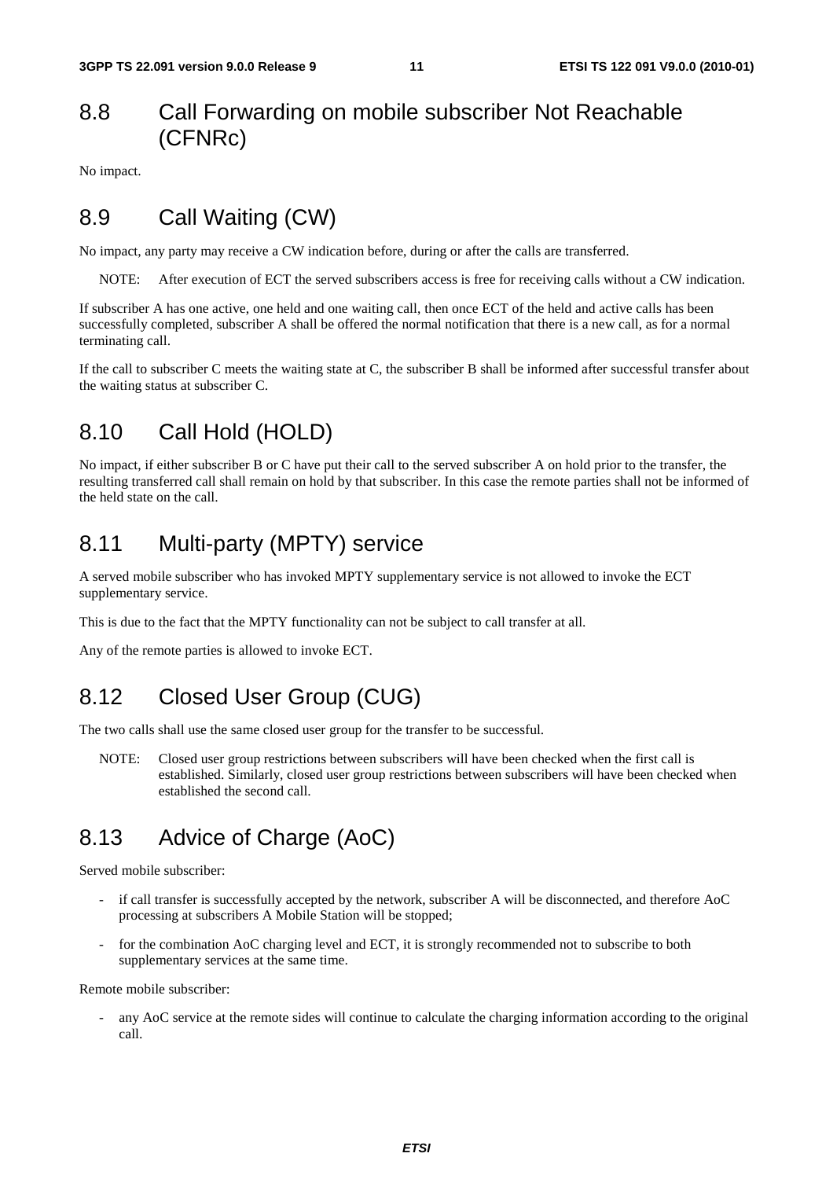## 8.8 Call Forwarding on mobile subscriber Not Reachable (CFNRc)

No impact.

## 8.9 Call Waiting (CW)

No impact, any party may receive a CW indication before, during or after the calls are transferred.

NOTE: After execution of ECT the served subscribers access is free for receiving calls without a CW indication.

If subscriber A has one active, one held and one waiting call, then once ECT of the held and active calls has been successfully completed, subscriber A shall be offered the normal notification that there is a new call, as for a normal terminating call.

If the call to subscriber C meets the waiting state at C, the subscriber B shall be informed after successful transfer about the waiting status at subscriber C.

## 8.10 Call Hold (HOLD)

No impact, if either subscriber B or C have put their call to the served subscriber A on hold prior to the transfer, the resulting transferred call shall remain on hold by that subscriber. In this case the remote parties shall not be informed of the held state on the call.

## 8.11 Multi-party (MPTY) service

A served mobile subscriber who has invoked MPTY supplementary service is not allowed to invoke the ECT supplementary service.

This is due to the fact that the MPTY functionality can not be subject to call transfer at all.

Any of the remote parties is allowed to invoke ECT.

## 8.12 Closed User Group (CUG)

The two calls shall use the same closed user group for the transfer to be successful.

NOTE: Closed user group restrictions between subscribers will have been checked when the first call is established. Similarly, closed user group restrictions between subscribers will have been checked when established the second call.

## 8.13 Advice of Charge (AoC)

Served mobile subscriber:

- if call transfer is successfully accepted by the network, subscriber A will be disconnected, and therefore AoC processing at subscribers A Mobile Station will be stopped;
- for the combination AoC charging level and ECT, it is strongly recommended not to subscribe to both supplementary services at the same time.

Remote mobile subscriber:

- any AoC service at the remote sides will continue to calculate the charging information according to the original call.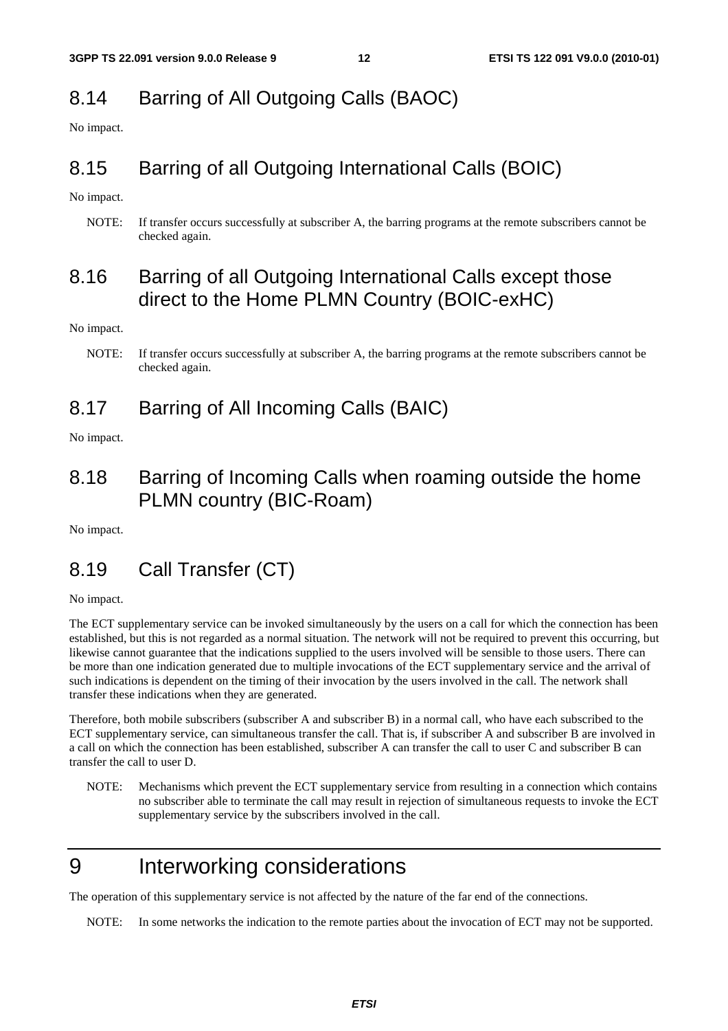## 8.14 Barring of All Outgoing Calls (BAOC)

No impact.

## 8.15 Barring of all Outgoing International Calls (BOIC)

No impact.

NOTE: If transfer occurs successfully at subscriber A, the barring programs at the remote subscribers cannot be checked again.

## 8.16 Barring of all Outgoing International Calls except those direct to the Home PLMN Country (BOIC-exHC)

No impact.

NOTE: If transfer occurs successfully at subscriber A, the barring programs at the remote subscribers cannot be checked again.

## 8.17 Barring of All Incoming Calls (BAIC)

No impact.

## 8.18 Barring of Incoming Calls when roaming outside the home PLMN country (BIC-Roam)

No impact.

## 8.19 Call Transfer (CT)

No impact.

The ECT supplementary service can be invoked simultaneously by the users on a call for which the connection has been established, but this is not regarded as a normal situation. The network will not be required to prevent this occurring, but likewise cannot guarantee that the indications supplied to the users involved will be sensible to those users. There can be more than one indication generated due to multiple invocations of the ECT supplementary service and the arrival of such indications is dependent on the timing of their invocation by the users involved in the call. The network shall transfer these indications when they are generated.

Therefore, both mobile subscribers (subscriber A and subscriber B) in a normal call, who have each subscribed to the ECT supplementary service, can simultaneous transfer the call. That is, if subscriber A and subscriber B are involved in a call on which the connection has been established, subscriber A can transfer the call to user C and subscriber B can transfer the call to user D.

NOTE: Mechanisms which prevent the ECT supplementary service from resulting in a connection which contains no subscriber able to terminate the call may result in rejection of simultaneous requests to invoke the ECT supplementary service by the subscribers involved in the call.

# 9 Interworking considerations

The operation of this supplementary service is not affected by the nature of the far end of the connections.

NOTE: In some networks the indication to the remote parties about the invocation of ECT may not be supported.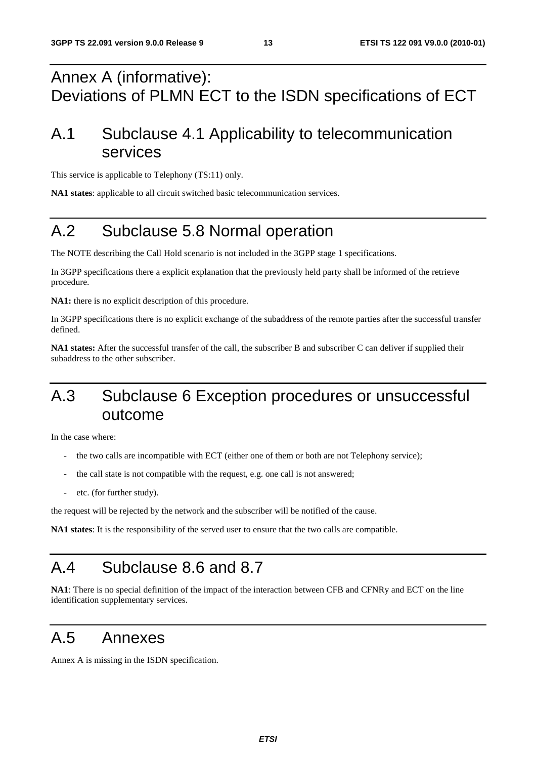# Annex A (informative): Deviations of PLMN ECT to the ISDN specifications of ECT

## A.1 Subclause 4.1 Applicability to telecommunication services

This service is applicable to Telephony (TS:11) only.

**NA1 states**: applicable to all circuit switched basic telecommunication services.

## A.2 Subclause 5.8 Normal operation

The NOTE describing the Call Hold scenario is not included in the 3GPP stage 1 specifications.

In 3GPP specifications there a explicit explanation that the previously held party shall be informed of the retrieve procedure.

**NA1:** there is no explicit description of this procedure.

In 3GPP specifications there is no explicit exchange of the subaddress of the remote parties after the successful transfer defined.

**NA1 states:** After the successful transfer of the call, the subscriber B and subscriber C can deliver if supplied their subaddress to the other subscriber.

## A.3 Subclause 6 Exception procedures or unsuccessful outcome

In the case where:

- the two calls are incompatible with ECT (either one of them or both are not Telephony service);
- the call state is not compatible with the request, e.g. one call is not answered;
- etc. (for further study).

the request will be rejected by the network and the subscriber will be notified of the cause.

**NA1 states**: It is the responsibility of the served user to ensure that the two calls are compatible.

## A.4 Subclause 8.6 and 8.7

**NA1**: There is no special definition of the impact of the interaction between CFB and CFNRy and ECT on the line identification supplementary services.

## A.5 Annexes

Annex A is missing in the ISDN specification.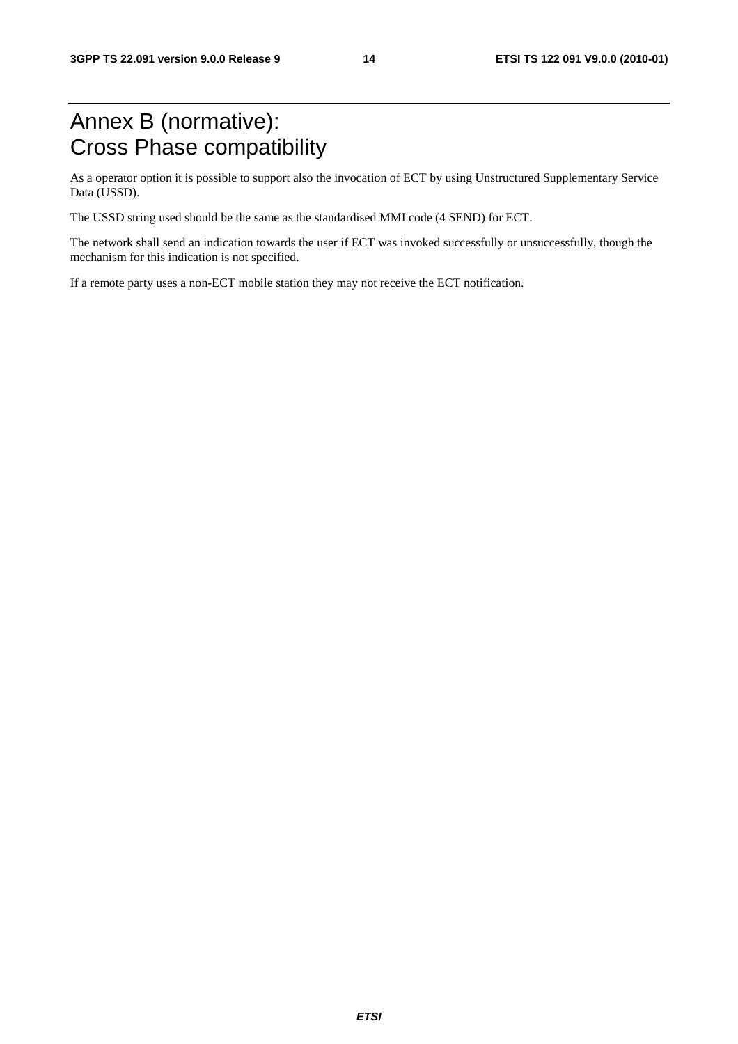# Annex B (normative): Cross Phase compatibility

As a operator option it is possible to support also the invocation of ECT by using Unstructured Supplementary Service Data (USSD).

The USSD string used should be the same as the standardised MMI code (4 SEND) for ECT.

The network shall send an indication towards the user if ECT was invoked successfully or unsuccessfully, though the mechanism for this indication is not specified.

If a remote party uses a non-ECT mobile station they may not receive the ECT notification.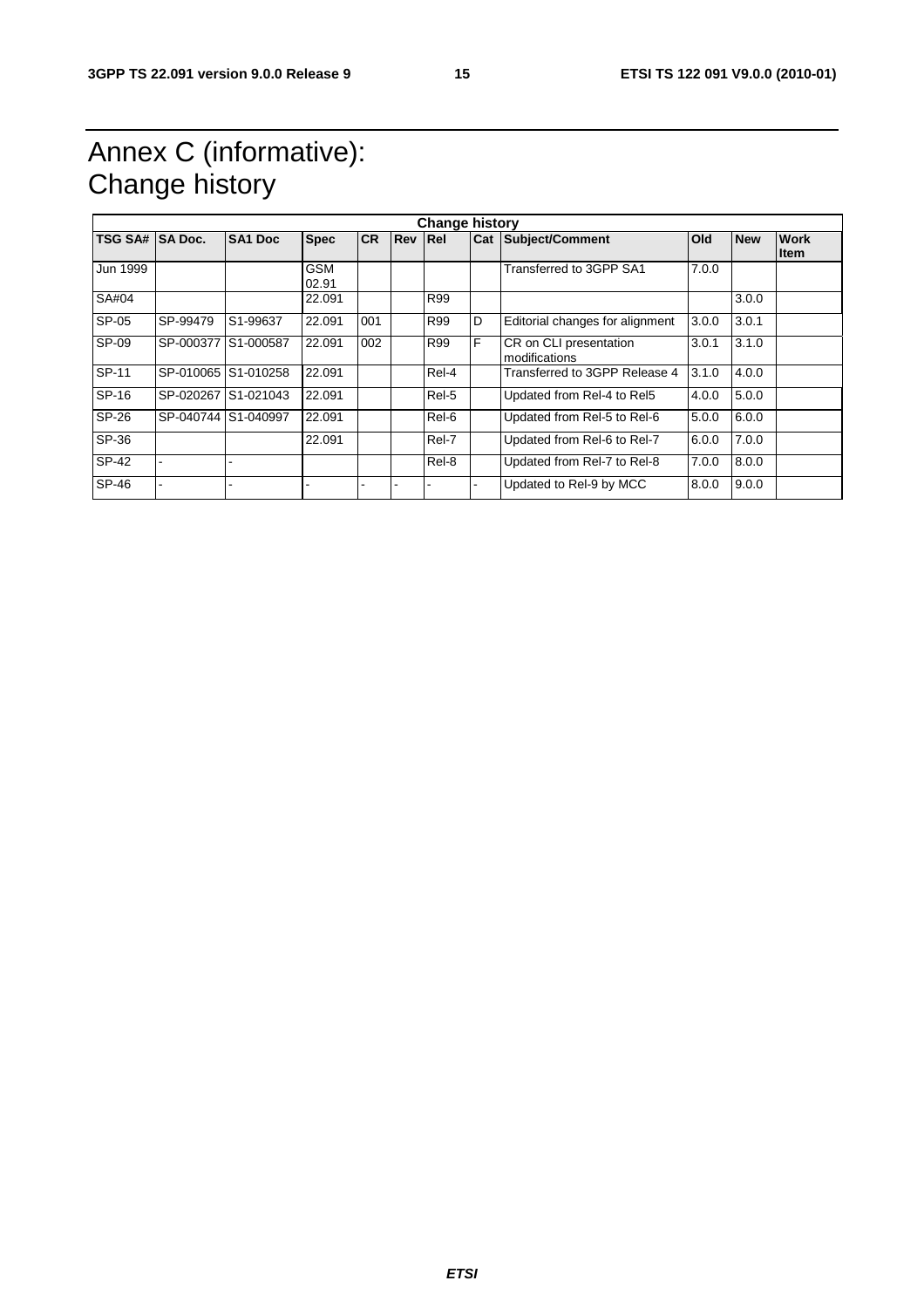# Annex C (informative): Change history

| Change history | | | | | | | | | | | |
|---|---|---|---|---|---|---|---|---|---|---|---|
| **TSG SA#** | **SA Doc.** | **SA1 Doc** | **Spec** | **CR** | **Rev** | **Rel** | **Cat** | **Subject/Comment** | **Old** | **New** | **Work Item** |
| Jun 1999 | | | GSM 02.91 | | | | | Transferred to 3GPP SA1 | 7.0.0 | | |
| SA#04 | | | 22.091 | | | R99 | | | | 3.0.0 | |
| SP-05 | SP-99479 | S1-99637 | 22.091 | 001 | | R99 | D | Editorial changes for alignment | 3.0.0 | 3.0.1 | |
| SP-09 | SP-000377 | S1-000587 | 22.091 | 002 | | R99 | F | CR on CLI presentation modifications | 3.0.1 | 3.1.0 | |
| SP-11 | SP-010065 | S1-010258 | 22.091 | | | Rel-4 | | Transferred to 3GPP Release 4 | 3.1.0 | 4.0.0 | |
| SP-16 | SP-020267 | S1-021043 | 22.091 | | | Rel-5 | | Updated from Rel-4 to Rel5 | 4.0.0 | 5.0.0 | |
| SP-26 | SP-040744 | S1-040997 | 22.091 | | | Rel-6 | | Updated from Rel-5 to Rel-6 | 5.0.0 | 6.0.0 | |
| SP-36 | | | 22.091 | | | Rel-7 | | Updated from Rel-6 to Rel-7 | 6.0.0 | 7.0.0 | |
| SP-42 | - | - | | | | Rel-8 | | Updated from Rel-7 to Rel-8 | 7.0.0 | 8.0.0 | |
| SP-46 | - | - | - | - | - | - | - | Updated to Rel-9 by MCC | 8.0.0 | 9.0.0 | |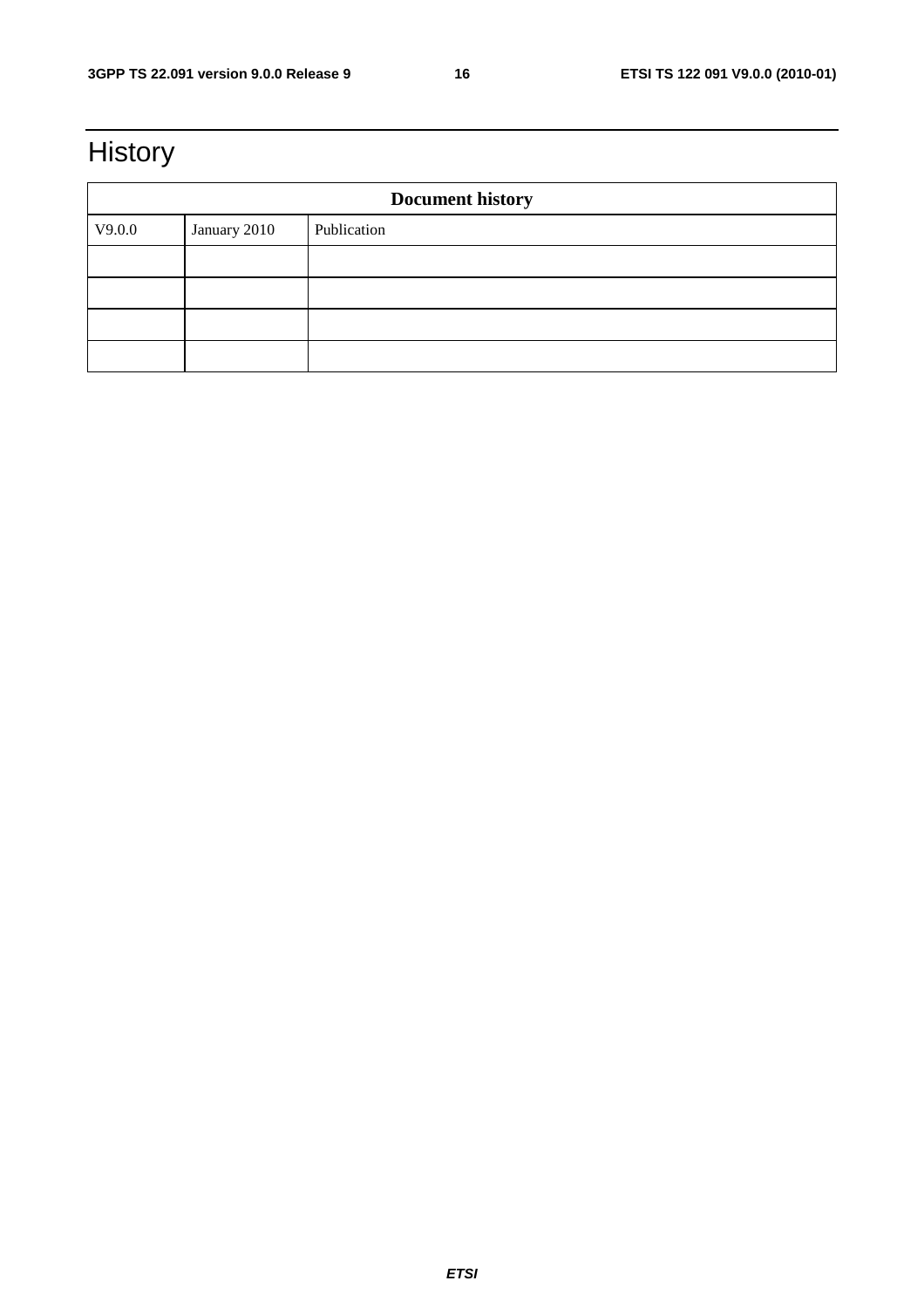# History

| Document history | | |
|---|---|---|
| V9.0.0 | January 2010 | Publication |
| | | |
| | | |
| | | |
| | | |